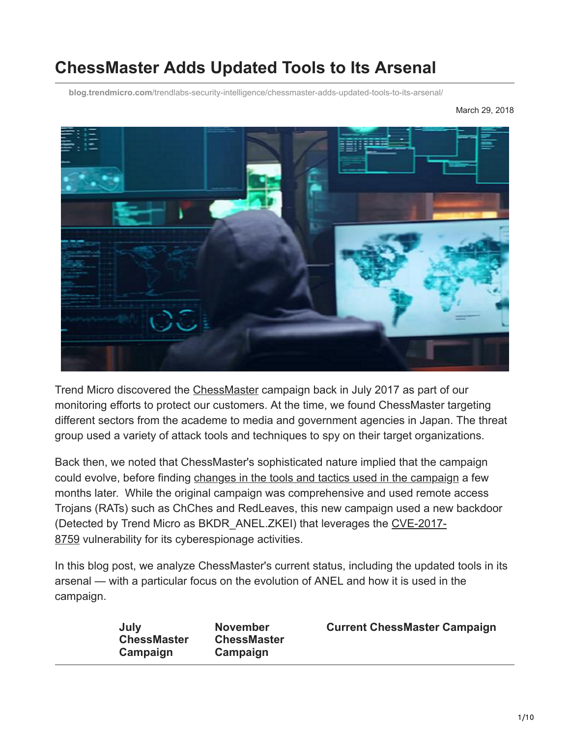# ChessMaster Adds Updated Tools to Its Arsenal

blog.trendmicro.com/trendlabs-security-intelligence/chessmaster-adds-updated-tools-to-its-arsenal/

March 29, 2018

Trend Micro discovered the ChessMaster campaign back in July 2017 as part of our monitoring efforts to protect our customers. At the time, we found ChessMaster targeting different sectors from the academe to media and government agencies in Japan. The threat group used a variety of attack tools and techniques to spy on their target organizations.

Back then, we noted that ChessMaster's sophisticated nature implied that the campaign could evolve, before finding changes in the tools and tactics used in the campaign a few months later. While the original campaign was comprehensive and used remote access Trojans (RATs) such as ChChes and RedLeaves, this new campaign used a new backdoor (Detected by Trend Micro as BKDR_ANEL.ZKEI) that leverages the CVE-2017-8759 vulnerability for its cyberespionage activities.

In this blog post, we analyze ChessMaster's current status, including the updated tools in its arsenal — with a particular focus on the evolution of ANEL and how it is used in the campaign.

| | July ChessMaster Campaign | November ChessMaster Campaign | Current ChessMaster Campaign |
|---|---|---|---|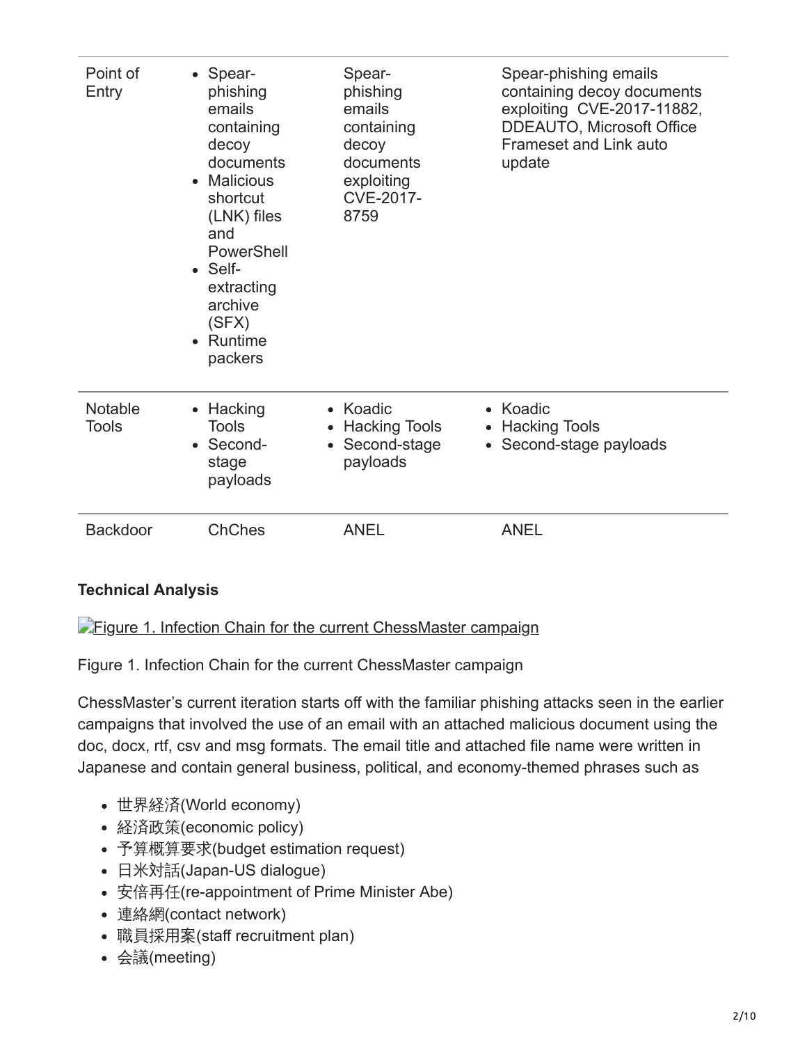| Point of Entry | <ul><li>Spear-phishing emails containing decoy documents</li><li>Malicious shortcut (LNK) files and PowerShell</li><li>Self-extracting archive (SFX)</li><li>Runtime packers</li></ul> | Spear-phishing emails containing decoy documents exploiting CVE-2017-8759 | Spear-phishing emails containing decoy documents exploiting CVE-2017-11882, DDEAUTO, Microsoft Office Frameset and Link auto update |
|---|---|---|---|
| Notable Tools | <ul><li>Hacking Tools</li><li>Second-stage payloads</li></ul> | <ul><li>Koadic</li><li>Hacking Tools</li><li>Second-stage payloads</li></ul> | <ul><li>Koadic</li><li>Hacking Tools</li><li>Second-stage payloads</li></ul> |
| Backdoor | ChChes | ANEL | ANEL |

**Technical Analysis**

Figure 1. Infection Chain for the current ChessMaster campaign

Figure 1. Infection Chain for the current ChessMaster campaign

ChessMaster's current iteration starts off with the familiar phishing attacks seen in the earlier campaigns that involved the use of an email with an attached malicious document using the doc, docx, rtf, csv and msg formats. The email title and attached file name were written in Japanese and contain general business, political, and economy-themed phrases such as

- 世界経済(World economy)
- 経済政策(economic policy)
- 予算概算要求(budget estimation request)
- 日米対話(Japan-US dialogue)
- 安倍再任(re-appointment of Prime Minister Abe)
- 連絡網(contact network)
- 職員採用案(staff recruitment plan)
- 会議(meeting)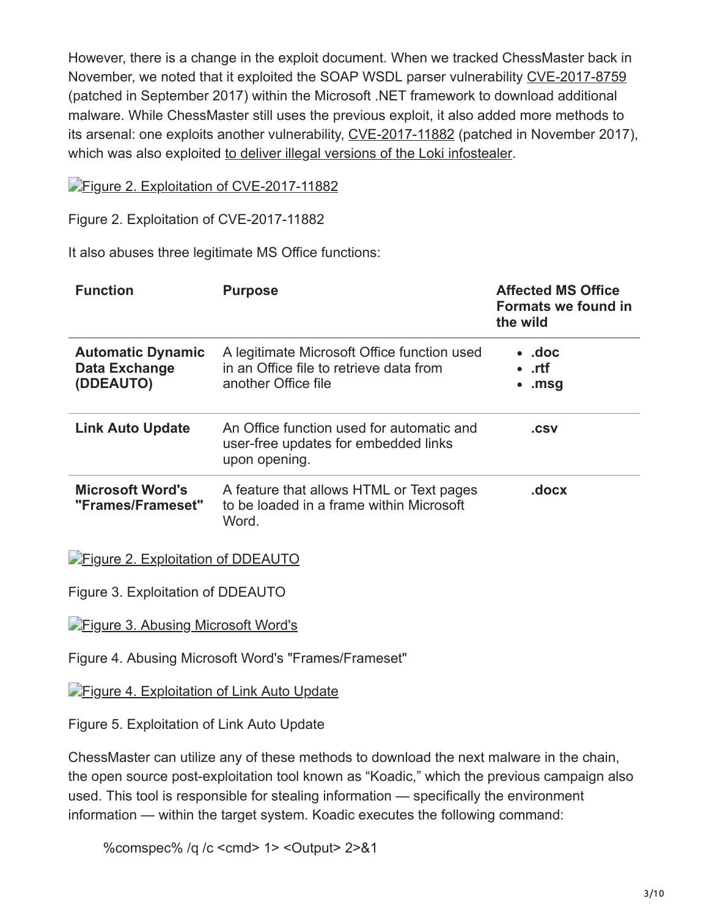However, there is a change in the exploit document. When we tracked ChessMaster back in November, we noted that it exploited the SOAP WSDL parser vulnerability CVE-2017-8759 (patched in September 2017) within the Microsoft .NET framework to download additional malware. While ChessMaster still uses the previous exploit, it also added more methods to its arsenal: one exploits another vulnerability, CVE-2017-11882 (patched in November 2017), which was also exploited to deliver illegal versions of the Loki infostealer.

Figure 2. Exploitation of CVE-2017-11882

Figure 2. Exploitation of CVE-2017-11882

It also abuses three legitimate MS Office functions:

| Function | Purpose | Affected MS Office Formats we found in the wild |
| --- | --- | --- |
| **Automatic Dynamic Data Exchange (DDEAUTO)** | A legitimate Microsoft Office function used in an Office file to retrieve data from another Office file | • **.doc**<br>• **.rtf**<br>• **.msg** |
| **Link Auto Update** | An Office function used for automatic and user-free updates for embedded links upon opening. | **.csv** |
| **Microsoft Word's "Frames/Frameset"** | A feature that allows HTML or Text pages to be loaded in a frame within Microsoft Word. | **.docx** |

Figure 2. Exploitation of DDEAUTO

Figure 3. Exploitation of DDEAUTO

Figure 3. Abusing Microsoft Word's

Figure 4. Abusing Microsoft Word's "Frames/Frameset"

Figure 4. Exploitation of Link Auto Update

Figure 5. Exploitation of Link Auto Update

ChessMaster can utilize any of these methods to download the next malware in the chain, the open source post-exploitation tool known as "Koadic," which the previous campaign also used. This tool is responsible for stealing information — specifically the environment information — within the target system. Koadic executes the following command:

```
%comspec% /q /c <cmd> 1> <Output> 2>&1
```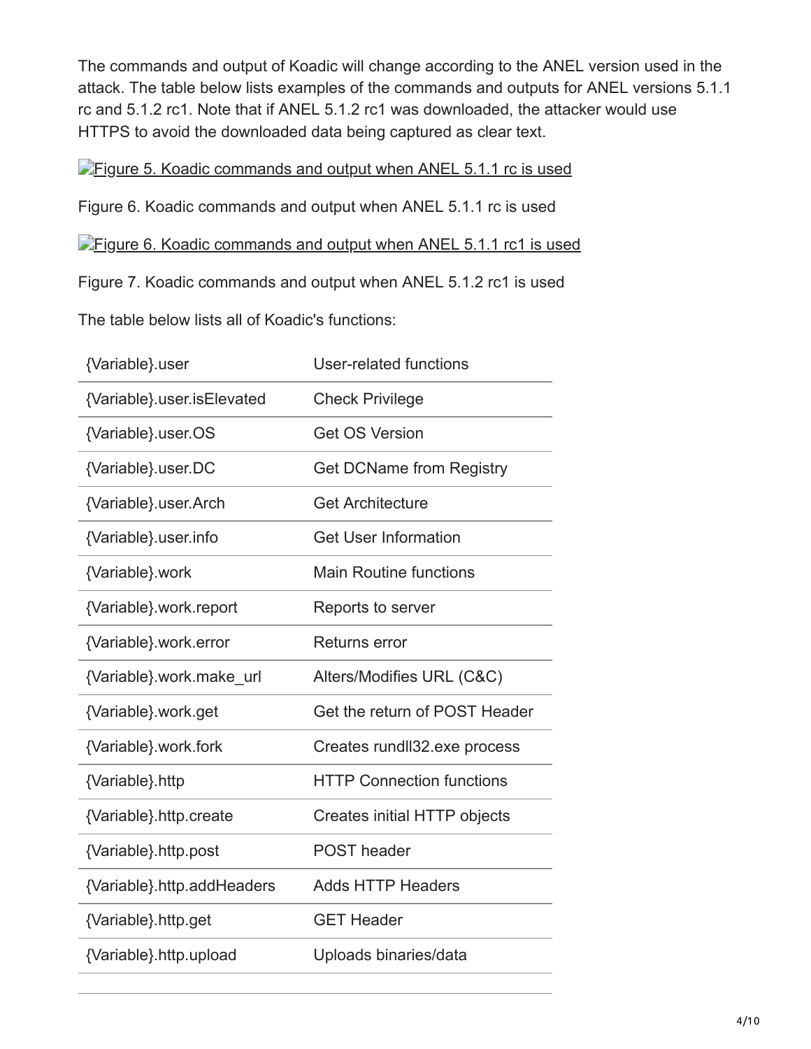The commands and output of Koadic will change according to the ANEL version used in the attack. The table below lists examples of the commands and outputs for ANEL versions 5.1.1 rc and 5.1.2 rc1. Note that if ANEL 5.1.2 rc1 was downloaded, the attacker would use HTTPS to avoid the downloaded data being captured as clear text.

[Figure 5. Koadic commands and output when ANEL 5.1.1 rc is used]

Figure 6. Koadic commands and output when ANEL 5.1.1 rc is used

[Figure 6. Koadic commands and output when ANEL 5.1.1 rc1 is used]

Figure 7. Koadic commands and output when ANEL 5.1.2 rc1 is used

The table below lists all of Koadic's functions:

| | |
|---|---|
| {Variable}.user | User-related functions |
| {Variable}.user.isElevated | Check Privilege |
| {Variable}.user.OS | Get OS Version |
| {Variable}.user.DC | Get DCName from Registry |
| {Variable}.user.Arch | Get Architecture |
| {Variable}.user.info | Get User Information |
| {Variable}.work | Main Routine functions |
| {Variable}.work.report | Reports to server |
| {Variable}.work.error | Returns error |
| {Variable}.work.make_url | Alters/Modifies URL (C&C) |
| {Variable}.work.get | Get the return of POST Header |
| {Variable}.work.fork | Creates rundll32.exe process |
| {Variable}.http | HTTP Connection functions |
| {Variable}.http.create | Creates initial HTTP objects |
| {Variable}.http.post | POST header |
| {Variable}.http.addHeaders | Adds HTTP Headers |
| {Variable}.http.get | GET Header |
| {Variable}.http.upload | Uploads binaries/data |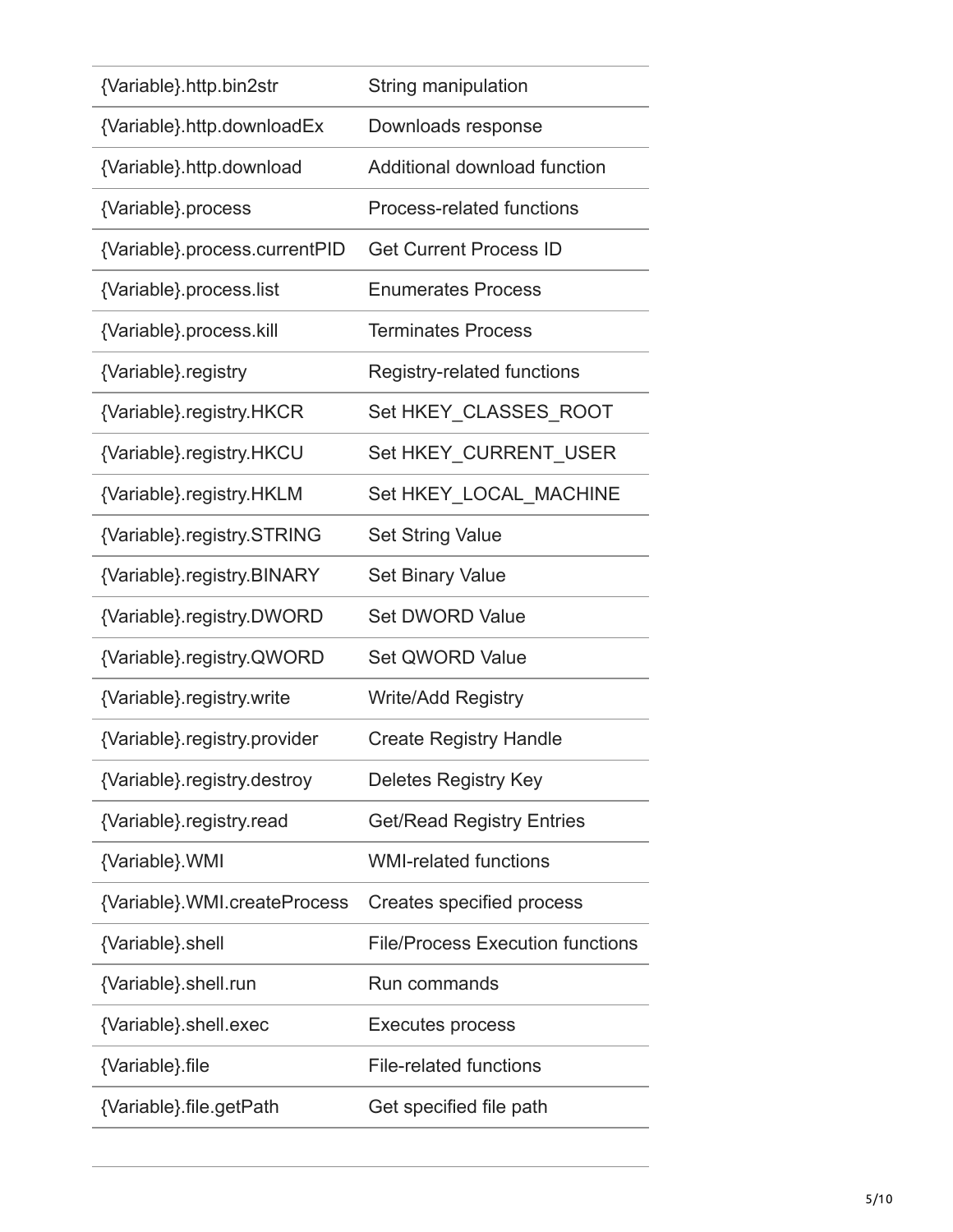| | |
|---|---|
| {Variable}.http.bin2str | String manipulation |
| {Variable}.http.downloadEx | Downloads response |
| {Variable}.http.download | Additional download function |
| {Variable}.process | Process-related functions |
| {Variable}.process.currentPID | Get Current Process ID |
| {Variable}.process.list | Enumerates Process |
| {Variable}.process.kill | Terminates Process |
| {Variable}.registry | Registry-related functions |
| {Variable}.registry.HKCR | Set HKEY_CLASSES_ROOT |
| {Variable}.registry.HKCU | Set HKEY_CURRENT_USER |
| {Variable}.registry.HKLM | Set HKEY_LOCAL_MACHINE |
| {Variable}.registry.STRING | Set String Value |
| {Variable}.registry.BINARY | Set Binary Value |
| {Variable}.registry.DWORD | Set DWORD Value |
| {Variable}.registry.QWORD | Set QWORD Value |
| {Variable}.registry.write | Write/Add Registry |
| {Variable}.registry.provider | Create Registry Handle |
| {Variable}.registry.destroy | Deletes Registry Key |
| {Variable}.registry.read | Get/Read Registry Entries |
| {Variable}.WMI | WMI-related functions |
| {Variable}.WMI.createProcess | Creates specified process |
| {Variable}.shell | File/Process Execution functions |
| {Variable}.shell.run | Run commands |
| {Variable}.shell.exec | Executes process |
| {Variable}.file | File-related functions |
| {Variable}.file.getPath | Get specified file path |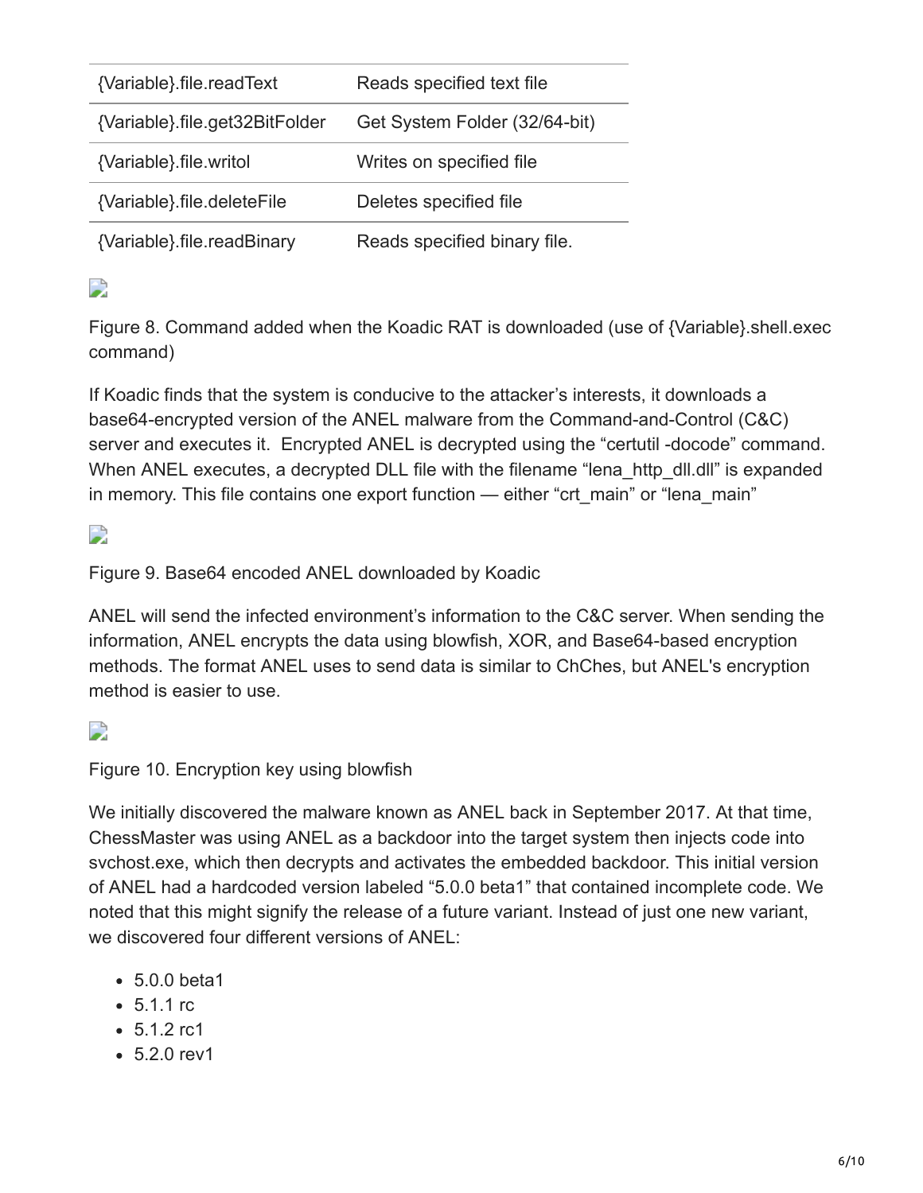| | |
|---|---|
| {Variable}.file.readText | Reads specified text file |
| {Variable}.file.get32BitFolder | Get System Folder (32/64-bit) |
| {Variable}.file.writol | Writes on specified file |
| {Variable}.file.deleteFile | Deletes specified file |
| {Variable}.file.readBinary | Reads specified binary file. |

Figure 8. Command added when the Koadic RAT is downloaded (use of {Variable}.shell.exec command)

If Koadic finds that the system is conducive to the attacker's interests, it downloads a base64-encrypted version of the ANEL malware from the Command-and-Control (C&C) server and executes it. Encrypted ANEL is decrypted using the "certutil -docode" command. When ANEL executes, a decrypted DLL file with the filename "lena_http_dll.dll" is expanded in memory. This file contains one export function — either "crt_main" or "lena_main"

Figure 9. Base64 encoded ANEL downloaded by Koadic

ANEL will send the infected environment's information to the C&C server. When sending the information, ANEL encrypts the data using blowfish, XOR, and Base64-based encryption methods. The format ANEL uses to send data is similar to ChChes, but ANEL's encryption method is easier to use.

Figure 10. Encryption key using blowfish

We initially discovered the malware known as ANEL back in September 2017. At that time, ChessMaster was using ANEL as a backdoor into the target system then injects code into svchost.exe, which then decrypts and activates the embedded backdoor. This initial version of ANEL had a hardcoded version labeled "5.0.0 beta1" that contained incomplete code. We noted that this might signify the release of a future variant. Instead of just one new variant, we discovered four different versions of ANEL:

- 5.0.0 beta1
- 5.1.1 rc
- 5.1.2 rc1
- 5.2.0 rev1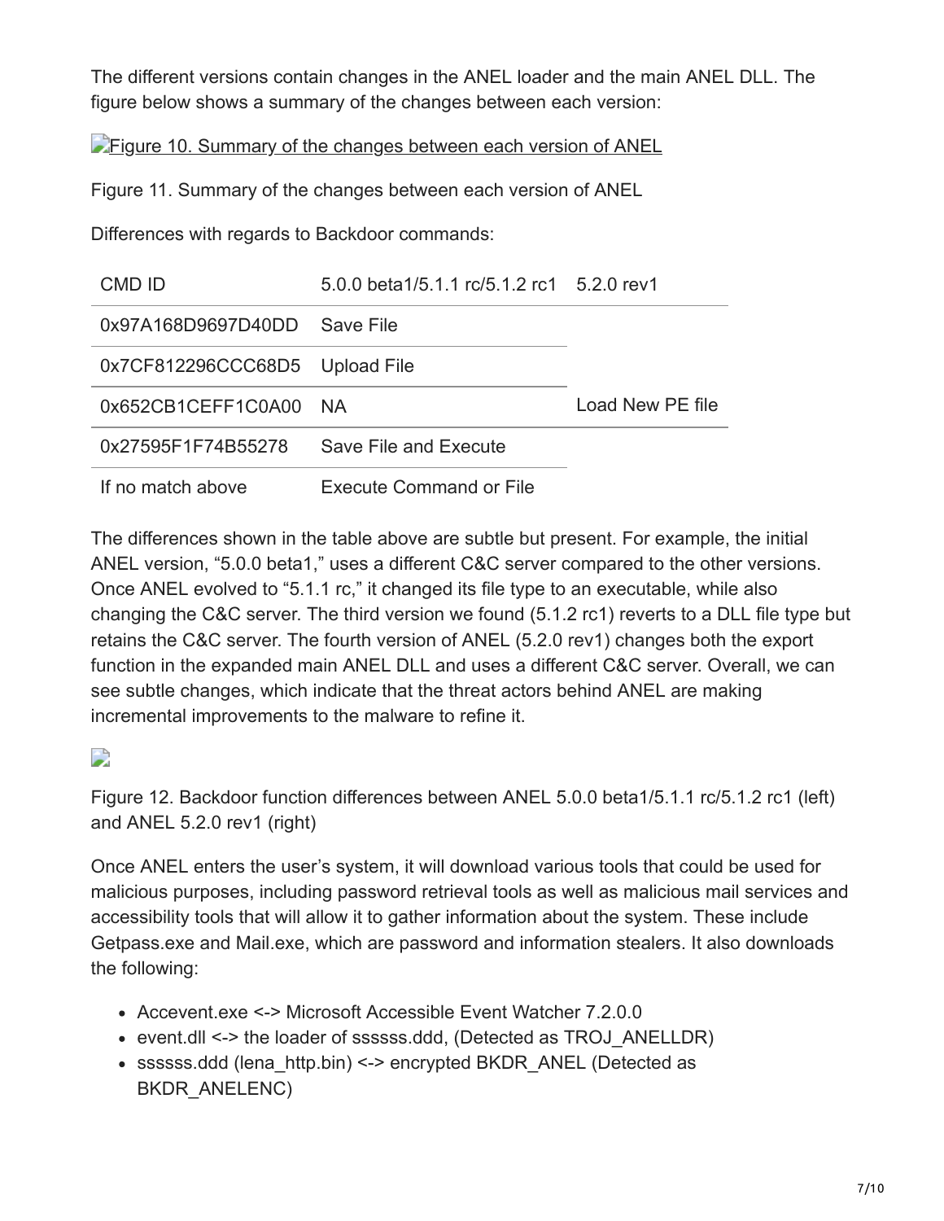The different versions contain changes in the ANEL loader and the main ANEL DLL. The figure below shows a summary of the changes between each version:

Figure 10. Summary of the changes between each version of ANEL

Figure 11. Summary of the changes between each version of ANEL

Differences with regards to Backdoor commands:

| CMD ID | 5.0.0 beta1/5.1.1 rc/5.1.2 rc1 | 5.2.0 rev1 |
|---|---|---|
| 0x97A168D9697D40DD | Save File | |
| 0x7CF812296CCC68D5 | Upload File | |
| 0x652CB1CEFF1C0A00 | NA | Load New PE file |
| 0x27595F1F74B55278 | Save File and Execute | |
| If no match above | Execute Command or File | |

The differences shown in the table above are subtle but present. For example, the initial ANEL version, "5.0.0 beta1," uses a different C&C server compared to the other versions. Once ANEL evolved to "5.1.1 rc," it changed its file type to an executable, while also changing the C&C server. The third version we found (5.1.2 rc1) reverts to a DLL file type but retains the C&C server. The fourth version of ANEL (5.2.0 rev1) changes both the export function in the expanded main ANEL DLL and uses a different C&C server. Overall, we can see subtle changes, which indicate that the threat actors behind ANEL are making incremental improvements to the malware to refine it.

Figure 12. Backdoor function differences between ANEL 5.0.0 beta1/5.1.1 rc/5.1.2 rc1 (left) and ANEL 5.2.0 rev1 (right)

Once ANEL enters the user's system, it will download various tools that could be used for malicious purposes, including password retrieval tools as well as malicious mail services and accessibility tools that will allow it to gather information about the system. These include Getpass.exe and Mail.exe, which are password and information stealers. It also downloads the following:

- Accevent.exe <-> Microsoft Accessible Event Watcher 7.2.0.0
- event.dll <-> the loader of ssssss.ddd, (Detected as TROJ_ANELLDR)
- ssssss.ddd (lena_http.bin) <-> encrypted BKDR_ANEL (Detected as BKDR_ANELENC)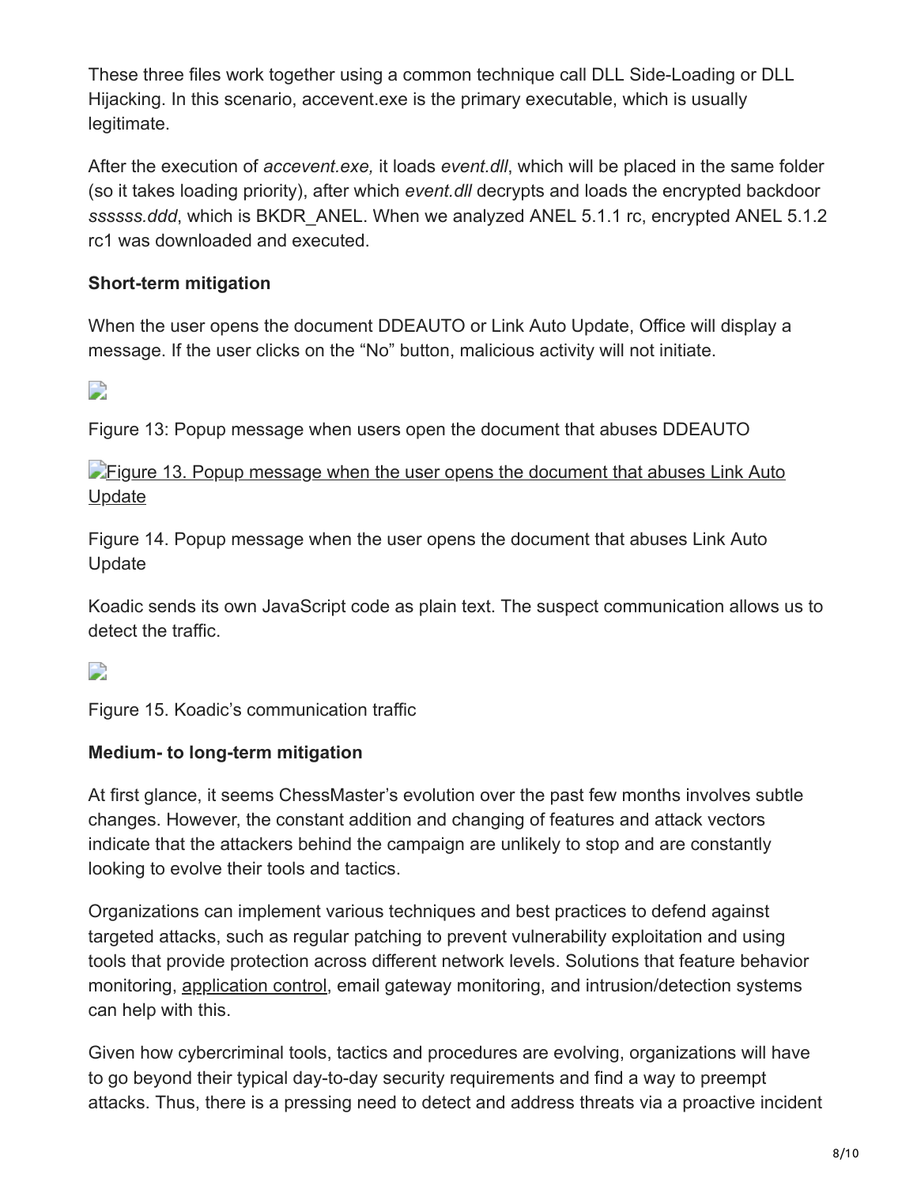These three files work together using a common technique call DLL Side-Loading or DLL Hijacking. In this scenario, accevent.exe is the primary executable, which is usually legitimate.

After the execution of *accevent.exe,* it loads *event.dll*, which will be placed in the same folder (so it takes loading priority), after which *event.dll* decrypts and loads the encrypted backdoor *ssssss.ddd*, which is BKDR_ANEL. When we analyzed ANEL 5.1.1 rc, encrypted ANEL 5.1.2 rc1 was downloaded and executed.

**Short-term mitigation**

When the user opens the document DDEAUTO or Link Auto Update, Office will display a message. If the user clicks on the "No" button, malicious activity will not initiate.

Figure 13: Popup message when users open the document that abuses DDEAUTO

Figure 13. Popup message when the user opens the document that abuses Link Auto Update

Figure 14. Popup message when the user opens the document that abuses Link Auto Update

Koadic sends its own JavaScript code as plain text. The suspect communication allows us to detect the traffic.

Figure 15. Koadic's communication traffic

**Medium- to long-term mitigation**

At first glance, it seems ChessMaster's evolution over the past few months involves subtle changes. However, the constant addition and changing of features and attack vectors indicate that the attackers behind the campaign are unlikely to stop and are constantly looking to evolve their tools and tactics.

Organizations can implement various techniques and best practices to defend against targeted attacks, such as regular patching to prevent vulnerability exploitation and using tools that provide protection across different network levels. Solutions that feature behavior monitoring, application control, email gateway monitoring, and intrusion/detection systems can help with this.

Given how cybercriminal tools, tactics and procedures are evolving, organizations will have to go beyond their typical day-to-day security requirements and find a way to preempt attacks. Thus, there is a pressing need to detect and address threats via a proactive incident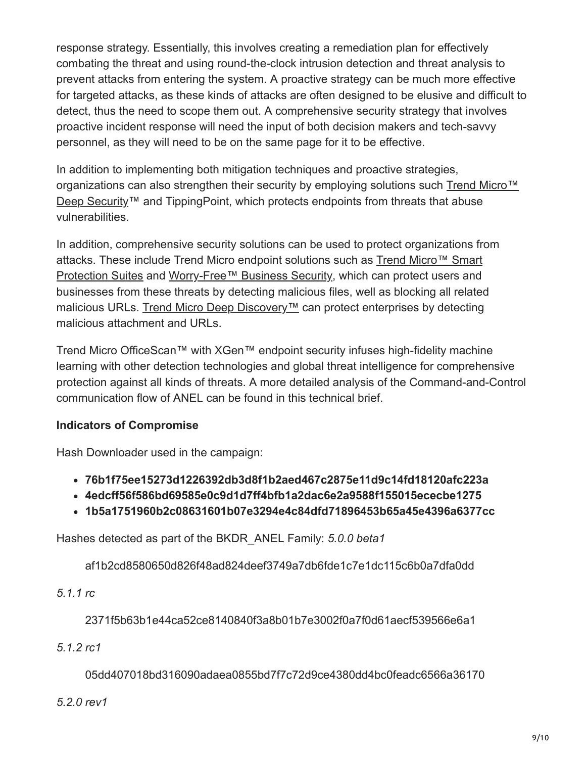response strategy. Essentially, this involves creating a remediation plan for effectively combating the threat and using round-the-clock intrusion detection and threat analysis to prevent attacks from entering the system. A proactive strategy can be much more effective for targeted attacks, as these kinds of attacks are often designed to be elusive and difficult to detect, thus the need to scope them out. A comprehensive security strategy that involves proactive incident response will need the input of both decision makers and tech-savvy personnel, as they will need to be on the same page for it to be effective.

In addition to implementing both mitigation techniques and proactive strategies, organizations can also strengthen their security by employing solutions such Trend Micro™ Deep Security™ and TippingPoint, which protects endpoints from threats that abuse vulnerabilities.

In addition, comprehensive security solutions can be used to protect organizations from attacks. These include Trend Micro endpoint solutions such as Trend Micro™ Smart Protection Suites and Worry-Free™ Business Security, which can protect users and businesses from these threats by detecting malicious files, well as blocking all related malicious URLs. Trend Micro Deep Discovery™ can protect enterprises by detecting malicious attachment and URLs.

Trend Micro OfficeScan™ with XGen™ endpoint security infuses high-fidelity machine learning with other detection technologies and global threat intelligence for comprehensive protection against all kinds of threats. A more detailed analysis of the Command-and-Control communication flow of ANEL can be found in this technical brief.

**Indicators of Compromise**

Hash Downloader used in the campaign:

- **76b1f75ee15273d1226392db3d8f1b2aed467c2875e11d9c14fd18120afc223a**
- **4edcff56f586bd69585e0c9d1d7ff4bfb1a2dac6e2a9588f155015ececbe1275**
- **1b5a1751960b2c08631601b07e3294e4c84dfd71896453b65a45e4396a6377cc**

Hashes detected as part of the BKDR_ANEL Family: *5.0.0 beta1*

af1b2cd8580650d826f48ad824deef3749a7db6fde1c7e1dc115c6b0a7dfa0dd

*5.1.1 rc*

2371f5b63b1e44ca52ce8140840f3a8b01b7e3002f0a7f0d61aecf539566e6a1

*5.1.2 rc1*

05dd407018bd316090adaea0855bd7f7c72d9ce4380dd4bc0feadc6566a36170

*5.2.0 rev1*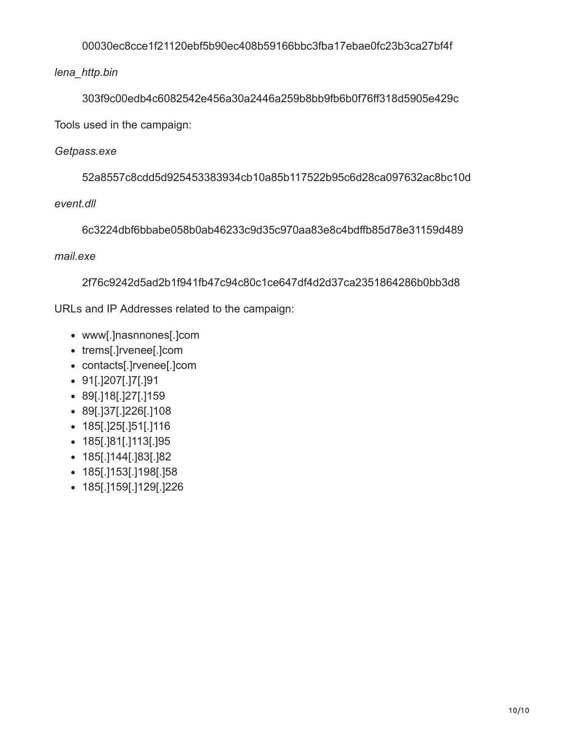00030ec8cce1f21120ebf5b90ec408b59166bbc3fba17ebae0fc23b3ca27bf4f

*lena_http.bin*

303f9c00edb4c6082542e456a30a2446a259b8bb9fb6b0f76ff318d5905e429c

Tools used in the campaign:

*Getpass.exe*

52a8557c8cdd5d925453383934cb10a85b117522b95c6d28ca097632ac8bc10d

*event.dll*

6c3224dbf6bbabe058b0ab46233c9d35c970aa83e8c4bdffb85d78e31159d489

*mail.exe*

2f76c9242d5ad2b1f941fb47c94c80c1ce647df4d2d37ca2351864286b0bb3d8

URLs and IP Addresses related to the campaign:

- www[.]nasnnones[.]com
- trems[.]rvenee[.]com
- contacts[.]rvenee[.]com
- 91[.]207[.]7[.]91
- 89[.]18[.]27[.]159
- 89[.]37[.]226[.]108
- 185[.]25[.]51[.]116
- 185[.]81[.]113[.]95
- 185[.]144[.]83[.]82
- 185[.]153[.]198[.]58
- 185[.]159[.]129[.]226